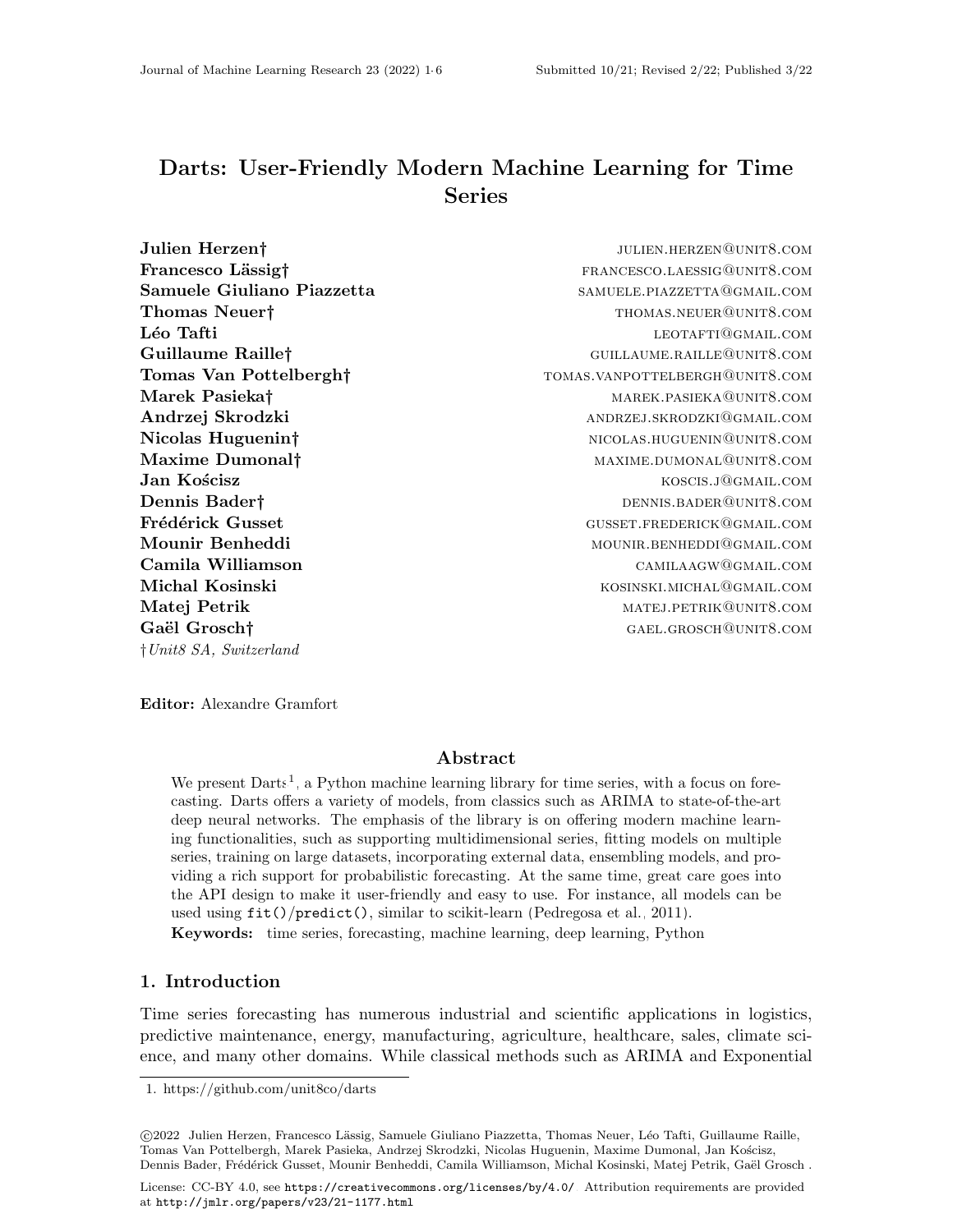# Darts: User-Friendly Modern Machine Learning for Time Series

**Julien Herzen†** julien.herzen@unit8.com
**Francesco Lässig†** francesco.laessig@unit8.com
**Samuele Giuliano Piazzetta** samuele.piazzetta@gmail.com
**Thomas Neuer†** thomas.neuer@unit8.com
**Léo Tafti** leotafti@gmail.com
**Guillaume Raille†** guillaume.raille@unit8.com
**Tomas Van Pottelbergh†** tomas.vanpottelbergh@unit8.com
**Marek Pasieka†** marek.pasieka@unit8.com
**Andrzej Skrodzki** andrzej.skrodzki@gmail.com
**Nicolas Huguenin†** nicolas.huguenin@unit8.com
**Maxime Dumonal†** maxime.dumonal@unit8.com
**Jan Kościsz** koscis.j@gmail.com
**Dennis Bader†** dennis.bader@unit8.com
**Frédérick Gusset** gusset.frederick@gmail.com
**Mounir Benheddi** mounir.benheddi@gmail.com
**Camila Williamson** camilaagw@gmail.com
**Michal Kosinski** kosinski.michal@gmail.com
**Matej Petrik** matej.petrik@unit8.com
**Gaël Grosch†** gael.grosch@unit8.com

†*Unit8 SA, Switzerland*

**Editor:** Alexandre Gramfort

## Abstract

We present Darts[1], a Python machine learning library for time series, with a focus on forecasting. Darts offers a variety of models, from classics such as ARIMA to state-of-the-art deep neural networks. The emphasis of the library is on offering modern machine learning functionalities, such as supporting multidimensional series, fitting models on multiple series, training on large datasets, incorporating external data, ensembling models, and providing a rich support for probabilistic forecasting. At the same time, great care goes into the API design to make it user-friendly and easy to use. For instance, all models can be used using `fit()`/`predict()`, similar to scikit-learn (Pedregosa et al., 2011).

**Keywords:** time series, forecasting, machine learning, deep learning, Python

## 1. Introduction

Time series forecasting has numerous industrial and scientific applications in logistics, predictive maintenance, energy, manufacturing, agriculture, healthcare, sales, climate science, and many other domains. While classical methods such as ARIMA and Exponential

1. https://github.com/unit8co/darts

©2022 Julien Herzen, Francesco Lässig, Samuele Giuliano Piazzetta, Thomas Neuer, Léo Tafti, Guillaume Raille, Tomas Van Pottelbergh, Marek Pasieka, Andrzej Skrodzki, Nicolas Huguenin, Maxime Dumonal, Jan Kościsz, Dennis Bader, Frédérick Gusset, Mounir Benheddi, Camila Williamson, Michal Kosinski, Matej Petrik, Gaël Grosch .

License: CC-BY 4.0, see https://creativecommons.org/licenses/by/4.0/ Attribution requirements are provided at http://jmlr.org/papers/v23/21-1177.html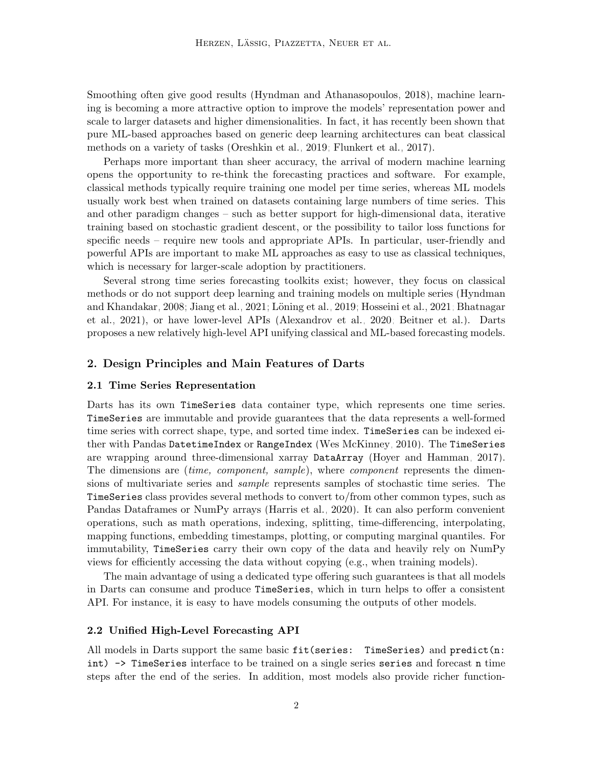Smoothing often give good results (Hyndman and Athanasopoulos, 2018), machine learning is becoming a more attractive option to improve the models' representation power and scale to larger datasets and higher dimensionalities. In fact, it has recently been shown that pure ML-based approaches based on generic deep learning architectures can beat classical methods on a variety of tasks (Oreshkin et al., 2019; Flunkert et al., 2017).

Perhaps more important than sheer accuracy, the arrival of modern machine learning opens the opportunity to re-think the forecasting practices and software. For example, classical methods typically require training one model per time series, whereas ML models usually work best when trained on datasets containing large numbers of time series. This and other paradigm changes – such as better support for high-dimensional data, iterative training based on stochastic gradient descent, or the possibility to tailor loss functions for specific needs – require new tools and appropriate APIs. In particular, user-friendly and powerful APIs are important to make ML approaches as easy to use as classical techniques, which is necessary for larger-scale adoption by practitioners.

Several strong time series forecasting toolkits exist; however, they focus on classical methods or do not support deep learning and training models on multiple series (Hyndman and Khandakar, 2008; Jiang et al., 2021; Löning et al., 2019; Hosseini et al., 2021; Bhatnagar et al., 2021), or have lower-level APIs (Alexandrov et al., 2020; Beitner et al.). Darts proposes a new relatively high-level API unifying classical and ML-based forecasting models.

## 2. Design Principles and Main Features of Darts

### 2.1 Time Series Representation

Darts has its own `TimeSeries` data container type, which represents one time series. `TimeSeries` are immutable and provide guarantees that the data represents a well-formed time series with correct shape, type, and sorted time index. `TimeSeries` can be indexed either with Pandas `DatetimeIndex` or `RangeIndex` (Wes McKinney, 2010). The `TimeSeries` are wrapping around three-dimensional xarray `DataArray` (Hoyer and Hamman, 2017). The dimensions are (*time, component, sample*), where *component* represents the dimensions of multivariate series and *sample* represents samples of stochastic time series. The `TimeSeries` class provides several methods to convert to/from other common types, such as Pandas Dataframes or NumPy arrays (Harris et al., 2020). It can also perform convenient operations, such as math operations, indexing, splitting, time-differencing, interpolating, mapping functions, embedding timestamps, plotting, or computing marginal quantiles. For immutability, `TimeSeries` carry their own copy of the data and heavily rely on NumPy views for efficiently accessing the data without copying (e.g., when training models).

The main advantage of using a dedicated type offering such guarantees is that all models in Darts can consume and produce `TimeSeries`, which in turn helps to offer a consistent API. For instance, it is easy to have models consuming the outputs of other models.

### 2.2 Unified High-Level Forecasting API

All models in Darts support the same basic `fit(series: TimeSeries)` and `predict(n: int) -> TimeSeries` interface to be trained on a single series `series` and forecast `n` time steps after the end of the series. In addition, most models also provide richer function-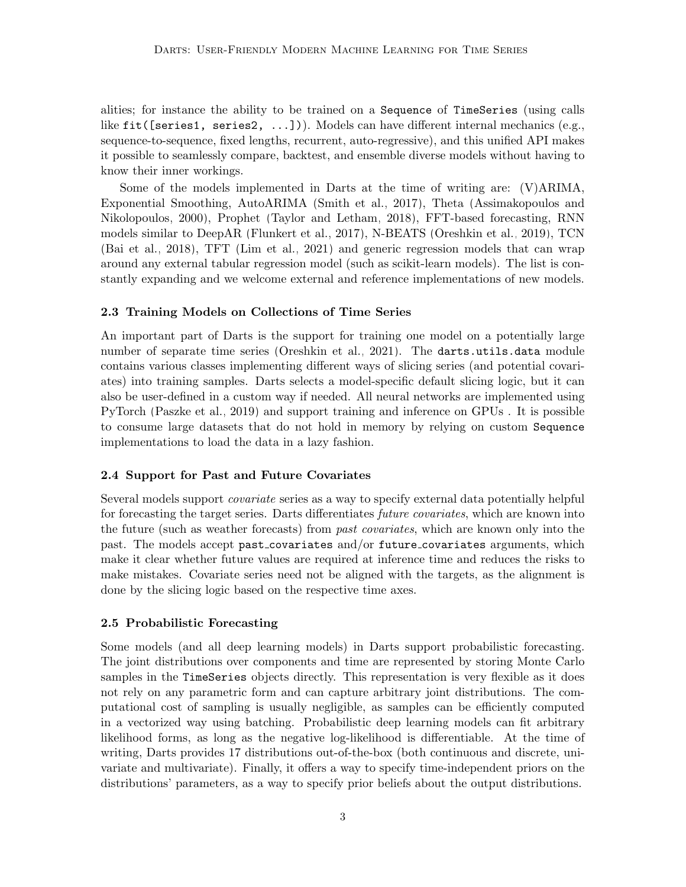alities; for instance the ability to be trained on a `Sequence` of `TimeSeries` (using calls like `fit([series1, series2, ...])`). Models can have different internal mechanics (e.g., sequence-to-sequence, fixed lengths, recurrent, auto-regressive), and this unified API makes it possible to seamlessly compare, backtest, and ensemble diverse models without having to know their inner workings.

Some of the models implemented in Darts at the time of writing are: (V)ARIMA, Exponential Smoothing, AutoARIMA (Smith et al., 2017), Theta (Assimakopoulos and Nikolopoulos, 2000), Prophet (Taylor and Letham, 2018), FFT-based forecasting, RNN models similar to DeepAR (Flunkert et al., 2017), N-BEATS (Oreshkin et al., 2019), TCN (Bai et al., 2018), TFT (Lim et al., 2021) and generic regression models that can wrap around any external tabular regression model (such as scikit-learn models). The list is constantly expanding and we welcome external and reference implementations of new models.

### 2.3 Training Models on Collections of Time Series

An important part of Darts is the support for training one model on a potentially large number of separate time series (Oreshkin et al., 2021). The `darts.utils.data` module contains various classes implementing different ways of slicing series (and potential covariates) into training samples. Darts selects a model-specific default slicing logic, but it can also be user-defined in a custom way if needed. All neural networks are implemented using PyTorch (Paszke et al., 2019) and support training and inference on GPUs . It is possible to consume large datasets that do not hold in memory by relying on custom `Sequence` implementations to load the data in a lazy fashion.

### 2.4 Support for Past and Future Covariates

Several models support *covariate* series as a way to specify external data potentially helpful for forecasting the target series. Darts differentiates *future covariates*, which are known into the future (such as weather forecasts) from *past covariates*, which are known only into the past. The models accept `past_covariates` and/or `future_covariates` arguments, which make it clear whether future values are required at inference time and reduces the risks to make mistakes. Covariate series need not be aligned with the targets, as the alignment is done by the slicing logic based on the respective time axes.

### 2.5 Probabilistic Forecasting

Some models (and all deep learning models) in Darts support probabilistic forecasting. The joint distributions over components and time are represented by storing Monte Carlo samples in the `TimeSeries` objects directly. This representation is very flexible as it does not rely on any parametric form and can capture arbitrary joint distributions. The computational cost of sampling is usually negligible, as samples can be efficiently computed in a vectorized way using batching. Probabilistic deep learning models can fit arbitrary likelihood forms, as long as the negative log-likelihood is differentiable. At the time of writing, Darts provides 17 distributions out-of-the-box (both continuous and discrete, univariate and multivariate). Finally, it offers a way to specify time-independent priors on the distributions' parameters, as a way to specify prior beliefs about the output distributions.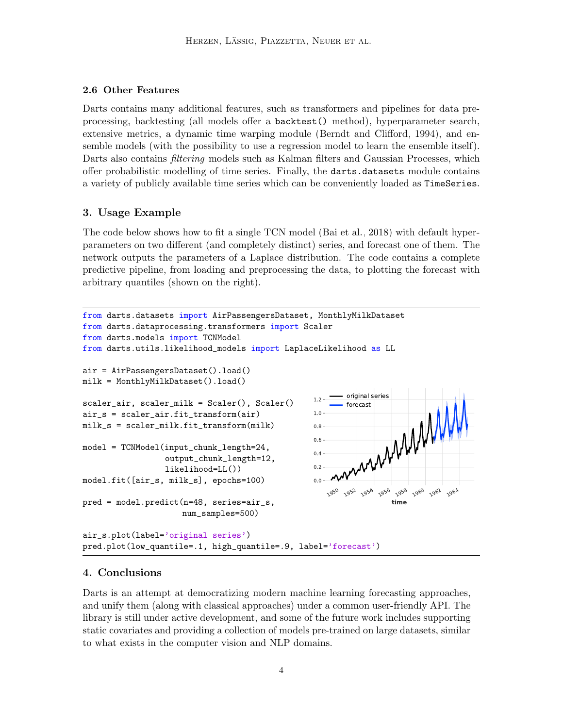### 2.6 Other Features

Darts contains many additional features, such as transformers and pipelines for data pre-processing, backtesting (all models offer a `backtest()` method), hyperparameter search, extensive metrics, a dynamic time warping module (Berndt and Clifford, 1994), and ensemble models (with the possibility to use a regression model to learn the ensemble itself). Darts also contains *filtering* models such as Kalman filters and Gaussian Processes, which offer probabilistic modelling of time series. Finally, the `darts.datasets` module contains a variety of publicly available time series which can be conveniently loaded as `TimeSeries`.

## 3. Usage Example

The code below shows how to fit a single TCN model (Bai et al., 2018) with default hyper-parameters on two different (and completely distinct) series, and forecast one of them. The network outputs the parameters of a Laplace distribution. The code contains a complete predictive pipeline, from loading and preprocessing the data, to plotting the forecast with arbitrary quantiles (shown on the right).

```
from darts.datasets import AirPassengersDataset, MonthlyMilkDataset
from darts.dataprocessing.transformers import Scaler
from darts.models import TCNModel
from darts.utils.likelihood_models import LaplaceLikelihood as LL

air = AirPassengersDataset().load()
milk = MonthlyMilkDataset().load()

scaler_air, scaler_milk = Scaler(), Scaler()
air_s = scaler_air.fit_transform(air)
milk_s = scaler_milk.fit_transform(milk)

model = TCNModel(input_chunk_length=24,
                 output_chunk_length=12,
                 likelihood=LL())
model.fit([air_s, milk_s], epochs=100)

pred = model.predict(n=48, series=air_s,
                     num_samples=500)

air_s.plot(label='original series')
pred.plot(low_quantile=.1, high_quantile=.9, label='forecast')
```

## 4. Conclusions

Darts is an attempt at democratizing modern machine learning forecasting approaches, and unify them (along with classical approaches) under a common user-friendly API. The library is still under active development, and some of the future work includes supporting static covariates and providing a collection of models pre-trained on large datasets, similar to what exists in the computer vision and NLP domains.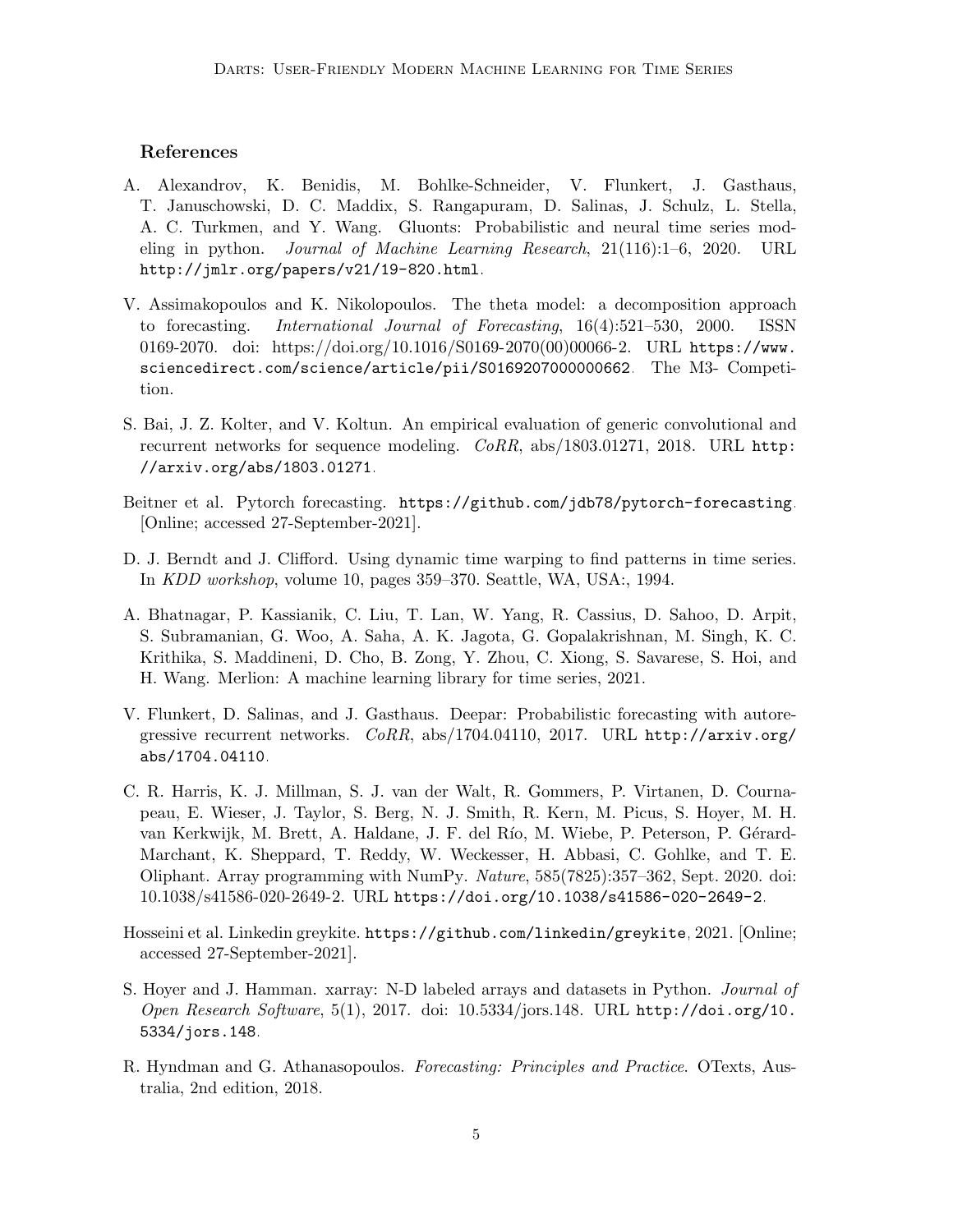## References

A. Alexandrov, K. Benidis, M. Bohlke-Schneider, V. Flunkert, J. Gasthaus, T. Januschowski, D. C. Maddix, S. Rangapuram, D. Salinas, J. Schulz, L. Stella, A. C. Turkmen, and Y. Wang. Gluonts: Probabilistic and neural time series modeling in python. *Journal of Machine Learning Research*, 21(116):1–6, 2020. URL `http://jmlr.org/papers/v21/19-820.html`.

V. Assimakopoulos and K. Nikolopoulos. The theta model: a decomposition approach to forecasting. *International Journal of Forecasting*, 16(4):521–530, 2000. ISSN 0169-2070. doi: https://doi.org/10.1016/S0169-2070(00)00066-2. URL `https://www.sciencedirect.com/science/article/pii/S0169207000000662`. The M3- Competition.

S. Bai, J. Z. Kolter, and V. Koltun. An empirical evaluation of generic convolutional and recurrent networks for sequence modeling. *CoRR*, abs/1803.01271, 2018. URL `http://arxiv.org/abs/1803.01271`.

Beitner et al. Pytorch forecasting. `https://github.com/jdb78/pytorch-forecasting`. [Online; accessed 27-September-2021].

D. J. Berndt and J. Clifford. Using dynamic time warping to find patterns in time series. In *KDD workshop*, volume 10, pages 359–370. Seattle, WA, USA:, 1994.

A. Bhatnagar, P. Kassianik, C. Liu, T. Lan, W. Yang, R. Cassius, D. Sahoo, D. Arpit, S. Subramanian, G. Woo, A. Saha, A. K. Jagota, G. Gopalakrishnan, M. Singh, K. C. Krithika, S. Maddineni, D. Cho, B. Zong, Y. Zhou, C. Xiong, S. Savarese, S. Hoi, and H. Wang. Merlion: A machine learning library for time series, 2021.

V. Flunkert, D. Salinas, and J. Gasthaus. Deepar: Probabilistic forecasting with autoregressive recurrent networks. *CoRR*, abs/1704.04110, 2017. URL `http://arxiv.org/abs/1704.04110`.

C. R. Harris, K. J. Millman, S. J. van der Walt, R. Gommers, P. Virtanen, D. Cournapeau, E. Wieser, J. Taylor, S. Berg, N. J. Smith, R. Kern, M. Picus, S. Hoyer, M. H. van Kerkwijk, M. Brett, A. Haldane, J. F. del Río, M. Wiebe, P. Peterson, P. Gérard-Marchant, K. Sheppard, T. Reddy, W. Weckesser, H. Abbasi, C. Gohlke, and T. E. Oliphant. Array programming with NumPy. *Nature*, 585(7825):357–362, Sept. 2020. doi: 10.1038/s41586-020-2649-2. URL `https://doi.org/10.1038/s41586-020-2649-2`.

Hosseini et al. Linkedin greykite. `https://github.com/linkedin/greykite`, 2021. [Online; accessed 27-September-2021].

S. Hoyer and J. Hamman. xarray: N-D labeled arrays and datasets in Python. *Journal of Open Research Software*, 5(1), 2017. doi: 10.5334/jors.148. URL `http://doi.org/10.5334/jors.148`.

R. Hyndman and G. Athanasopoulos. *Forecasting: Principles and Practice*. OTexts, Australia, 2nd edition, 2018.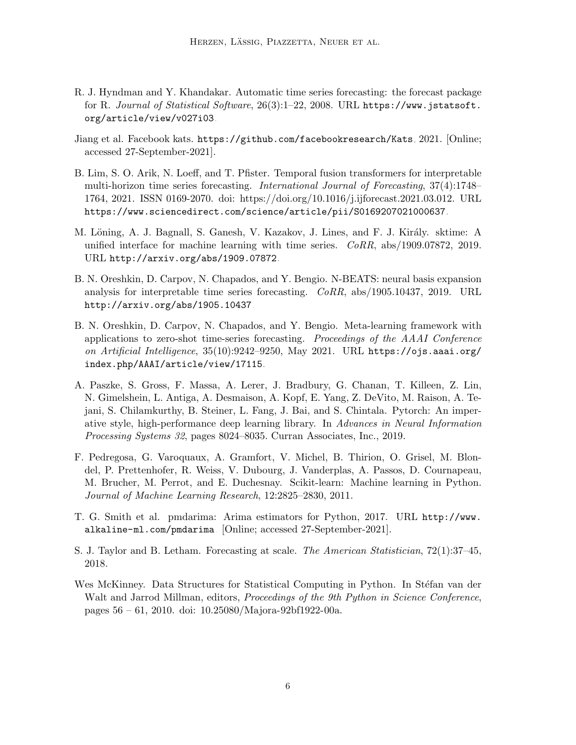R. J. Hyndman and Y. Khandakar. Automatic time series forecasting: the forecast package for R. *Journal of Statistical Software*, 26(3):1–22, 2008. URL https://www.jstatsoft.org/article/view/v027i03.

Jiang et al. Facebook kats. https://github.com/facebookresearch/Kats, 2021. [Online; accessed 27-September-2021].

B. Lim, S. O. Arik, N. Loeff, and T. Pfister. Temporal fusion transformers for interpretable multi-horizon time series forecasting. *International Journal of Forecasting*, 37(4):1748–1764, 2021. ISSN 0169-2070. doi: https://doi.org/10.1016/j.ijforecast.2021.03.012. URL https://www.sciencedirect.com/science/article/pii/S0169207021000637.

M. Löning, A. J. Bagnall, S. Ganesh, V. Kazakov, J. Lines, and F. J. Király. sktime: A unified interface for machine learning with time series. *CoRR*, abs/1909.07872, 2019. URL http://arxiv.org/abs/1909.07872.

B. N. Oreshkin, D. Carpov, N. Chapados, and Y. Bengio. N-BEATS: neural basis expansion analysis for interpretable time series forecasting. *CoRR*, abs/1905.10437, 2019. URL http://arxiv.org/abs/1905.10437.

B. N. Oreshkin, D. Carpov, N. Chapados, and Y. Bengio. Meta-learning framework with applications to zero-shot time-series forecasting. *Proceedings of the AAAI Conference on Artificial Intelligence*, 35(10):9242–9250, May 2021. URL https://ojs.aaai.org/index.php/AAAI/article/view/17115.

A. Paszke, S. Gross, F. Massa, A. Lerer, J. Bradbury, G. Chanan, T. Killeen, Z. Lin, N. Gimelshein, L. Antiga, A. Desmaison, A. Kopf, E. Yang, Z. DeVito, M. Raison, A. Tejani, S. Chilamkurthy, B. Steiner, L. Fang, J. Bai, and S. Chintala. Pytorch: An imperative style, high-performance deep learning library. In *Advances in Neural Information Processing Systems 32*, pages 8024–8035. Curran Associates, Inc., 2019.

F. Pedregosa, G. Varoquaux, A. Gramfort, V. Michel, B. Thirion, O. Grisel, M. Blondel, P. Prettenhofer, R. Weiss, V. Dubourg, J. Vanderplas, A. Passos, D. Cournapeau, M. Brucher, M. Perrot, and E. Duchesnay. Scikit-learn: Machine learning in Python. *Journal of Machine Learning Research*, 12:2825–2830, 2011.

T. G. Smith et al. pmdarima: Arima estimators for Python, 2017. URL http://www.alkaline-ml.com/pmdarima. [Online; accessed 27-September-2021].

S. J. Taylor and B. Letham. Forecasting at scale. *The American Statistician*, 72(1):37–45, 2018.

Wes McKinney. Data Structures for Statistical Computing in Python. In Stéfan van der Walt and Jarrod Millman, editors, *Proceedings of the 9th Python in Science Conference*, pages 56 – 61, 2010. doi: 10.25080/Majora-92bf1922-00a.